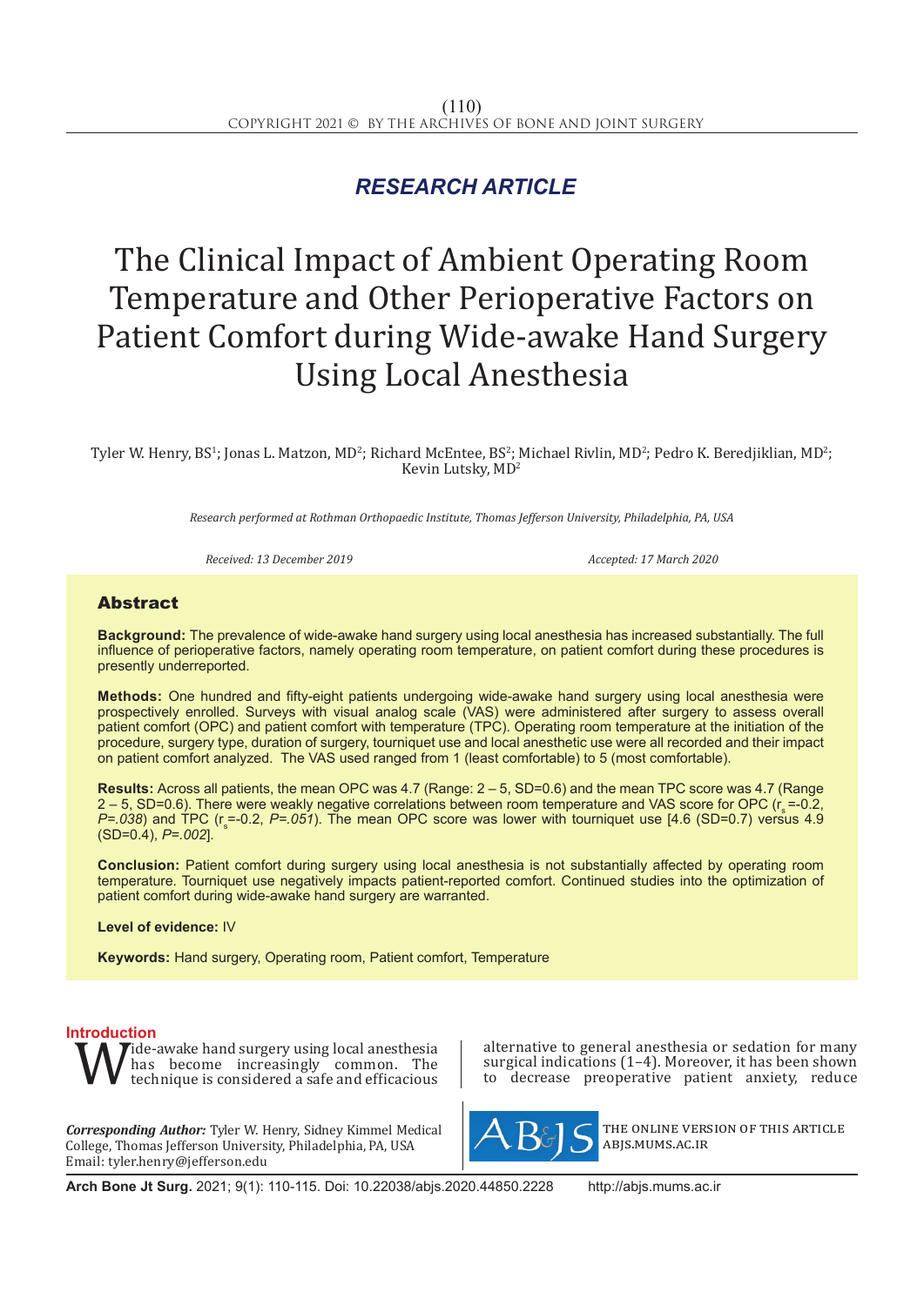RESEARCH ARTICLE

# The Clinical Impact of Ambient Operating Room Temperature and Other Perioperative Factors on Patient Comfort during Wide-awake Hand Surgery Using Local Anesthesia

Tyler W. Henry, BS[1]; Jonas L. Matzon, MD[2]; Richard McEntee, BS[2]; Michael Rivlin, MD[2]; Pedro K. Beredjiklian, MD[2]; Kevin Lutsky, MD[2]

*Research performed at Rothman Orthopaedic Institute, Thomas Jefferson University, Philadelphia, PA, USA*

*Received: 13 December 2019* *Accepted: 17 March 2020*

## Abstract

**Background:** The prevalence of wide-awake hand surgery using local anesthesia has increased substantially. The full influence of perioperative factors, namely operating room temperature, on patient comfort during these procedures is presently underreported.

**Methods:** One hundred and fifty-eight patients undergoing wide-awake hand surgery using local anesthesia were prospectively enrolled. Surveys with visual analog scale (VAS) were administered after surgery to assess overall patient comfort (OPC) and patient comfort with temperature (TPC). Operating room temperature at the initiation of the procedure, surgery type, duration of surgery, tourniquet use and local anesthetic use were all recorded and their impact on patient comfort analyzed. The VAS used ranged from 1 (least comfortable) to 5 (most comfortable).

**Results:** Across all patients, the mean OPC was 4.7 (Range: 2 – 5, SD=0.6) and the mean TPC score was 4.7 (Range 2 – 5, SD=0.6). There were weakly negative correlations between room temperature and VAS score for OPC ($r_s$=-0.2, *P=.038*) and TPC ($r_s$=-0.2, *P=.051*). The mean OPC score was lower with tourniquet use [4.6 (SD=0.7) versus 4.9 (SD=0.4), *P=.002*].

**Conclusion:** Patient comfort during surgery using local anesthesia is not substantially affected by operating room temperature. Tourniquet use negatively impacts patient-reported comfort. Continued studies into the optimization of patient comfort during wide-awake hand surgery are warranted.

**Level of evidence:** IV

**Keywords:** Hand surgery, Operating room, Patient comfort, Temperature

## Introduction

Wide-awake hand surgery using local anesthesia has become increasingly common. The technique is considered a safe and efficacious alternative to general anesthesia or sedation for many surgical indications (1–4). Moreover, it has been shown to decrease preoperative patient anxiety, reduce

***Corresponding Author:*** Tyler W. Henry, Sidney Kimmel Medical College, Thomas Jefferson University, Philadelphia, PA, USA
Email: tyler.henry@jefferson.edu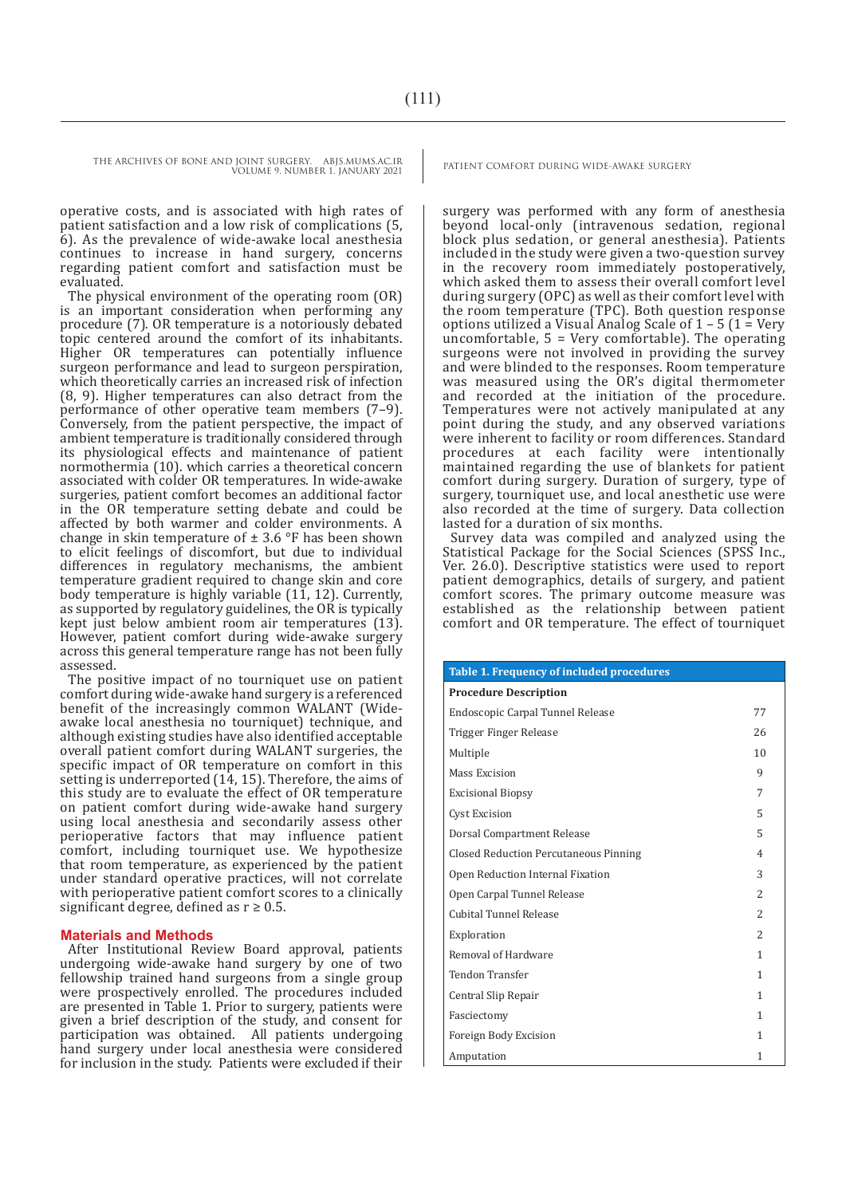operative costs, and is associated with high rates of patient satisfaction and a low risk of complications (5, 6). As the prevalence of wide-awake local anesthesia continues to increase in hand surgery, concerns regarding patient comfort and satisfaction must be evaluated.

The physical environment of the operating room (OR) is an important consideration when performing any procedure (7). OR temperature is a notoriously debated topic centered around the comfort of its inhabitants. Higher OR temperatures can potentially influence surgeon performance and lead to surgeon perspiration, which theoretically carries an increased risk of infection (8, 9). Higher temperatures can also detract from the performance of other operative team members (7–9). Conversely, from the patient perspective, the impact of ambient temperature is traditionally considered through its physiological effects and maintenance of patient normothermia (10). which carries a theoretical concern associated with colder OR temperatures. In wide-awake surgeries, patient comfort becomes an additional factor in the OR temperature setting debate and could be affected by both warmer and colder environments. A change in skin temperature of ± 3.6 °F has been shown to elicit feelings of discomfort, but due to individual differences in regulatory mechanisms, the ambient temperature gradient required to change skin and core body temperature is highly variable (11, 12). Currently, as supported by regulatory guidelines, the OR is typically kept just below ambient room air temperatures (13). However, patient comfort during wide-awake surgery across this general temperature range has not been fully assessed.

The positive impact of no tourniquet use on patient comfort during wide-awake hand surgery is a referenced benefit of the increasingly common WALANT (Wide-awake local anesthesia no tourniquet) technique, and although existing studies have also identified acceptable overall patient comfort during WALANT surgeries, the specific impact of OR temperature on comfort in this setting is underreported (14, 15). Therefore, the aims of this study are to evaluate the effect of OR temperature on patient comfort during wide-awake hand surgery using local anesthesia and secondarily assess other perioperative factors that may influence patient comfort, including tourniquet use. We hypothesize that room temperature, as experienced by the patient under standard operative practices, will not correlate with perioperative patient comfort scores to a clinically significant degree, defined as r ≥ 0.5.

## Materials and Methods

After Institutional Review Board approval, patients undergoing wide-awake hand surgery by one of two fellowship trained hand surgeons from a single group were prospectively enrolled. The procedures included are presented in Table 1. Prior to surgery, patients were given a brief description of the study, and consent for participation was obtained. All patients undergoing hand surgery under local anesthesia were considered for inclusion in the study. Patients were excluded if their surgery was performed with any form of anesthesia beyond local-only (intravenous sedation, regional block plus sedation, or general anesthesia). Patients included in the study were given a two-question survey in the recovery room immediately postoperatively, which asked them to assess their overall comfort level during surgery (OPC) as well as their comfort level with the room temperature (TPC). Both question response options utilized a Visual Analog Scale of 1 – 5 (1 = Very uncomfortable, 5 = Very comfortable). The operating surgeons were not involved in providing the survey and were blinded to the responses. Room temperature was measured using the OR's digital thermometer and recorded at the initiation of the procedure. Temperatures were not actively manipulated at any point during the study, and any observed variations were inherent to facility or room differences. Standard procedures at each facility were intentionally maintained regarding the use of blankets for patient comfort during surgery. Duration of surgery, type of surgery, tourniquet use, and local anesthetic use were also recorded at the time of surgery. Data collection lasted for a duration of six months.

Survey data was compiled and analyzed using the Statistical Package for the Social Sciences (SPSS Inc., Ver. 26.0). Descriptive statistics were used to report patient demographics, details of surgery, and patient comfort scores. The primary outcome measure was established as the relationship between patient comfort and OR temperature. The effect of tourniquet

**Table 1. Frequency of included procedures**

| Procedure Description | |
|---|---|
| Endoscopic Carpal Tunnel Release | 77 |
| Trigger Finger Release | 26 |
| Multiple | 10 |
| Mass Excision | 9 |
| Excisional Biopsy | 7 |
| Cyst Excision | 5 |
| Dorsal Compartment Release | 5 |
| Closed Reduction Percutaneous Pinning | 4 |
| Open Reduction Internal Fixation | 3 |
| Open Carpal Tunnel Release | 2 |
| Cubital Tunnel Release | 2 |
| Exploration | 2 |
| Removal of Hardware | 1 |
| Tendon Transfer | 1 |
| Central Slip Repair | 1 |
| Fasciectomy | 1 |
| Foreign Body Excision | 1 |
| Amputation | 1 |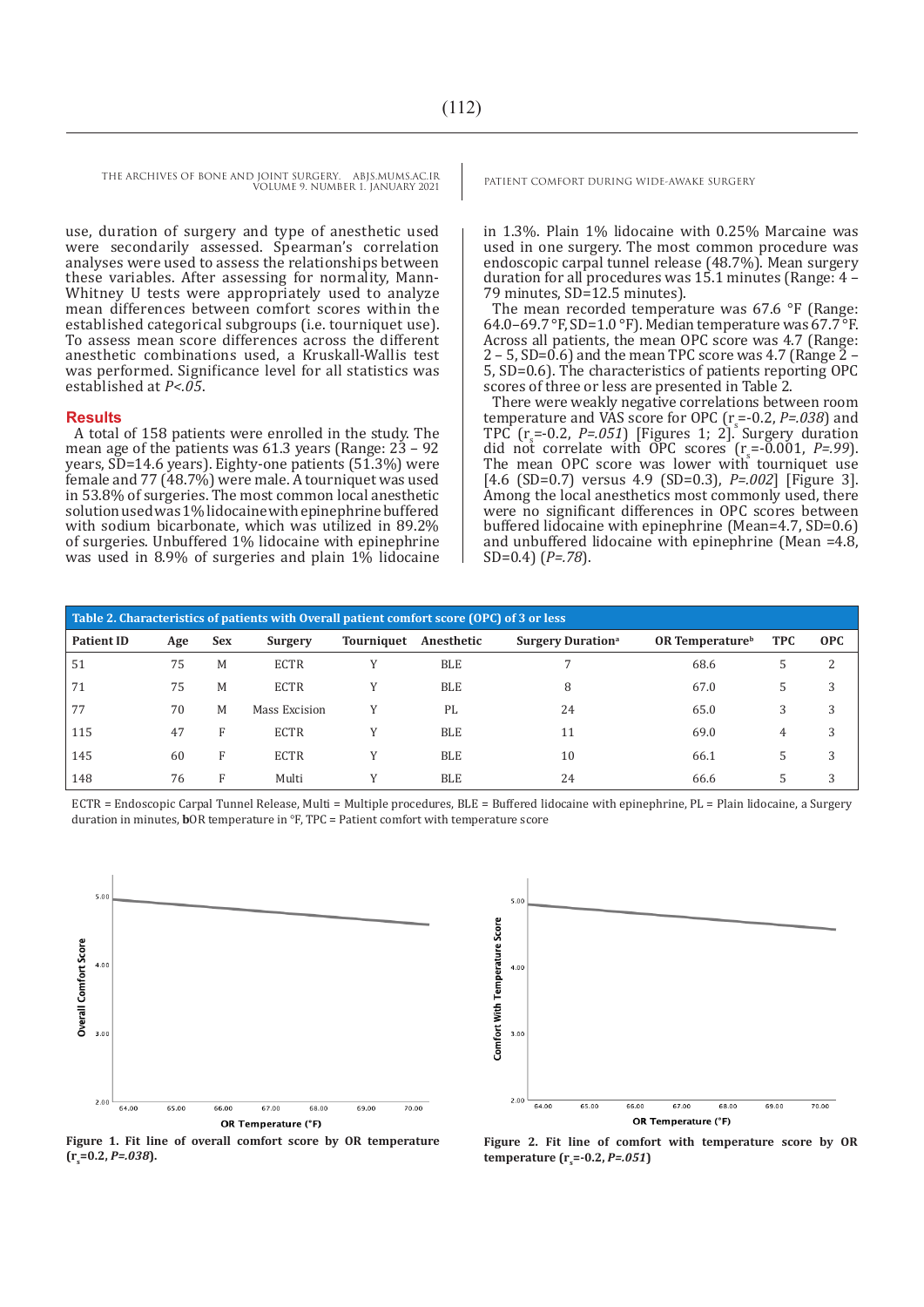use, duration of surgery and type of anesthetic used were secondarily assessed. Spearman's correlation analyses were used to assess the relationships between these variables. After assessing for normality, Mann-Whitney U tests were appropriately used to analyze mean differences between comfort scores within the established categorical subgroups (i.e. tourniquet use). To assess mean score differences across the different anesthetic combinations used, a Kruskall-Wallis test was performed. Significance level for all statistics was established at *P<.05*.

## Results

A total of 158 patients were enrolled in the study. The mean age of the patients was 61.3 years (Range: 23 – 92 years, SD=14.6 years). Eighty-one patients (51.3%) were female and 77 (48.7%) were male. A tourniquet was used in 53.8% of surgeries. The most common local anesthetic solution used was 1% lidocaine with epinephrine buffered with sodium bicarbonate, which was utilized in 89.2% of surgeries. Unbuffered 1% lidocaine with epinephrine was used in 8.9% of surgeries and plain 1% lidocaine in 1.3%. Plain 1% lidocaine with 0.25% Marcaine was used in one surgery. The most common procedure was endoscopic carpal tunnel release (48.7%). Mean surgery duration for all procedures was 15.1 minutes (Range: 4 – 79 minutes, SD=12.5 minutes).

The mean recorded temperature was 67.6 °F (Range: 64.0–69.7 °F, SD=1.0 °F). Median temperature was 67.7 °F. Across all patients, the mean OPC score was 4.7 (Range: 2 – 5, SD=0.6) and the mean TPC score was 4.7 (Range 2 – 5, SD=0.6). The characteristics of patients reporting OPC scores of three or less are presented in Table 2.

There were weakly negative correlations between room temperature and VAS score for OPC ($r_s$=-0.2, *P=.038*) and TPC ($r_s$=-0.2, *P=.051*) [Figures 1; 2]. Surgery duration did not correlate with OPC scores ($r_s$=-0.001, *P=.99*). The mean OPC score was lower with tourniquet use [4.6 (SD=0.7) versus 4.9 (SD=0.3), *P=.002*] [Figure 3]. Among the local anesthetics most commonly used, there were no significant differences in OPC scores between buffered lidocaine with epinephrine (Mean=4.7, SD=0.6) and unbuffered lidocaine with epinephrine (Mean =4.8, SD=0.4) (*P=.78*).

**Table 2. Characteristics of patients with Overall patient comfort score (OPC) of 3 or less**

| Patient ID | Age | Sex | Surgery | Tourniquet | Anesthetic | Surgery Duration[a] | OR Temperature[b] | TPC | OPC |
|---|---|---|---|---|---|---|---|---|---|
| 51 | 75 | M | ECTR | Y | BLE | 7 | 68.6 | 5 | 2 |
| 71 | 75 | M | ECTR | Y | BLE | 8 | 67.0 | 5 | 3 |
| 77 | 70 | M | Mass Excision | Y | PL | 24 | 65.0 | 3 | 3 |
| 115 | 47 | F | ECTR | Y | BLE | 11 | 69.0 | 4 | 3 |
| 145 | 60 | F | ECTR | Y | BLE | 10 | 66.1 | 5 | 3 |
| 148 | 76 | F | Multi | Y | BLE | 24 | 66.6 | 5 | 3 |

ECTR = Endoscopic Carpal Tunnel Release, Multi = Multiple procedures, BLE = Buffered lidocaine with epinephrine, PL = Plain lidocaine, a Surgery duration in minutes, **b**OR temperature in °F, TPC = Patient comfort with temperature score

**Figure 1. Fit line of overall comfort score by OR temperature ($r_s$=0.2, *P=.038*).**

**Figure 2. Fit line of comfort with temperature score by OR temperature ($r_s$=-0.2, *P=.051*)**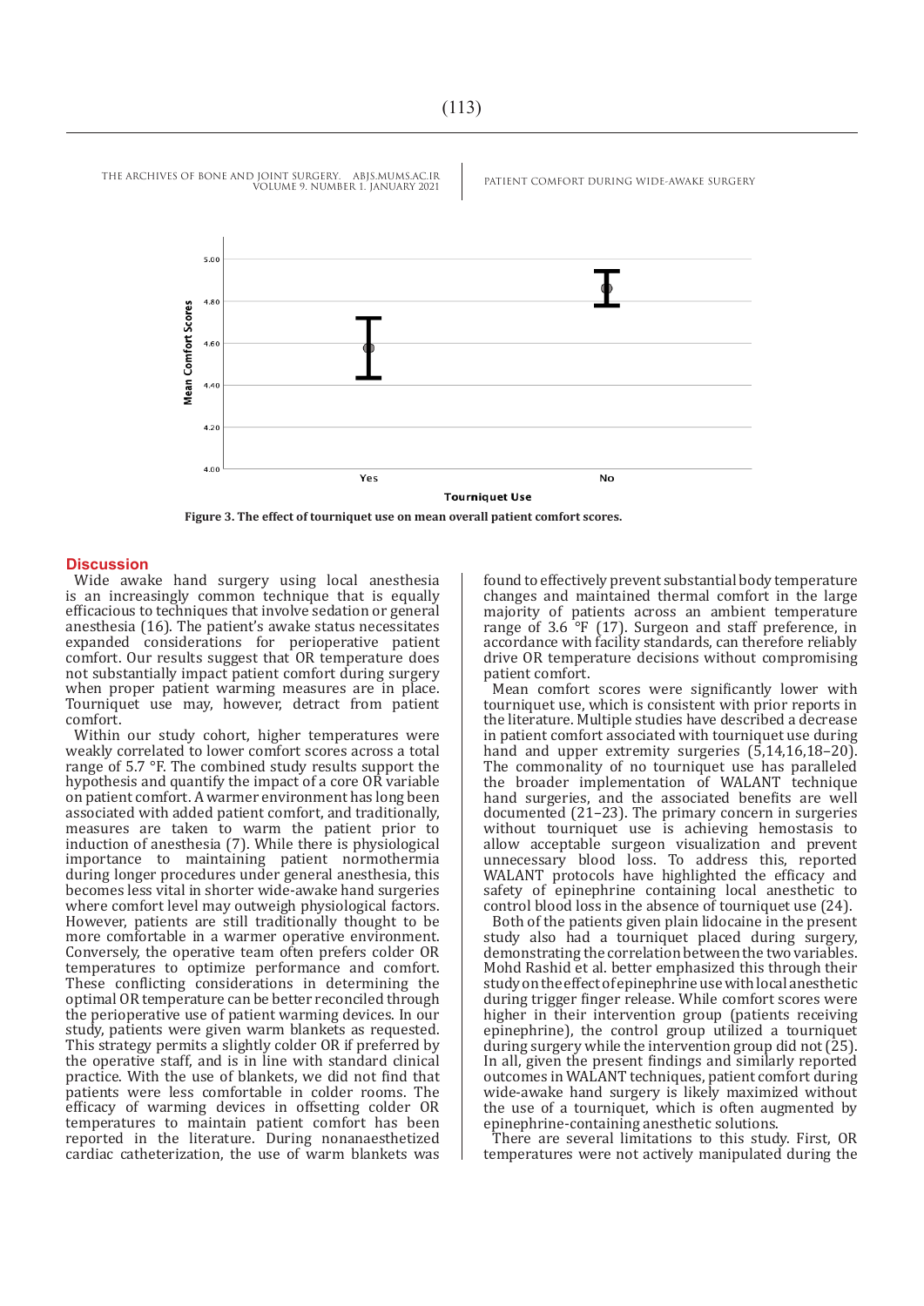Figure 3. The effect of tourniquet use on mean overall patient comfort scores.

## Discussion

Wide awake hand surgery using local anesthesia is an increasingly common technique that is equally efficacious to techniques that involve sedation or general anesthesia (16). The patient's awake status necessitates expanded considerations for perioperative patient comfort. Our results suggest that OR temperature does not substantially impact patient comfort during surgery when proper patient warming measures are in place. Tourniquet use may, however, detract from patient comfort.

Within our study cohort, higher temperatures were weakly correlated to lower comfort scores across a total range of 5.7 °F. The combined study results support the hypothesis and quantify the impact of a core OR variable on patient comfort. A warmer environment has long been associated with added patient comfort, and traditionally, measures are taken to warm the patient prior to induction of anesthesia (7). While there is physiological importance to maintaining patient normothermia during longer procedures under general anesthesia, this becomes less vital in shorter wide-awake hand surgeries where comfort level may outweigh physiological factors. However, patients are still traditionally thought to be more comfortable in a warmer operative environment. Conversely, the operative team often prefers colder OR temperatures to optimize performance and comfort. These conflicting considerations in determining the optimal OR temperature can be better reconciled through the perioperative use of patient warming devices. In our study, patients were given warm blankets as requested. This strategy permits a slightly colder OR if preferred by the operative staff, and is in line with standard clinical practice. With the use of blankets, we did not find that patients were less comfortable in colder rooms. The efficacy of warming devices in offsetting colder OR temperatures to maintain patient comfort has been reported in the literature. During nonanaesthetized cardiac catheterization, the use of warm blankets was found to effectively prevent substantial body temperature changes and maintained thermal comfort in the large majority of patients across an ambient temperature range of 3.6 °F (17). Surgeon and staff preference, in accordance with facility standards, can therefore reliably drive OR temperature decisions without compromising patient comfort.

Mean comfort scores were significantly lower with tourniquet use, which is consistent with prior reports in the literature. Multiple studies have described a decrease in patient comfort associated with tourniquet use during hand and upper extremity surgeries (5,14,16,18–20). The commonality of no tourniquet use has paralleled the broader implementation of WALANT technique hand surgeries, and the associated benefits are well documented (21–23). The primary concern in surgeries without tourniquet use is achieving hemostasis to allow acceptable surgeon visualization and prevent unnecessary blood loss. To address this, reported WALANT protocols have highlighted the efficacy and safety of epinephrine containing local anesthetic to control blood loss in the absence of tourniquet use (24).

Both of the patients given plain lidocaine in the present study also had a tourniquet placed during surgery, demonstrating the correlation between the two variables. Mohd Rashid et al. better emphasized this through their study on the effect of epinephrine use with local anesthetic during trigger finger release. While comfort scores were higher in their intervention group (patients receiving epinephrine), the control group utilized a tourniquet during surgery while the intervention group did not (25). In all, given the present findings and similarly reported outcomes in WALANT techniques, patient comfort during wide-awake hand surgery is likely maximized without the use of a tourniquet, which is often augmented by epinephrine-containing anesthetic solutions.

There are several limitations to this study. First, OR temperatures were not actively manipulated during the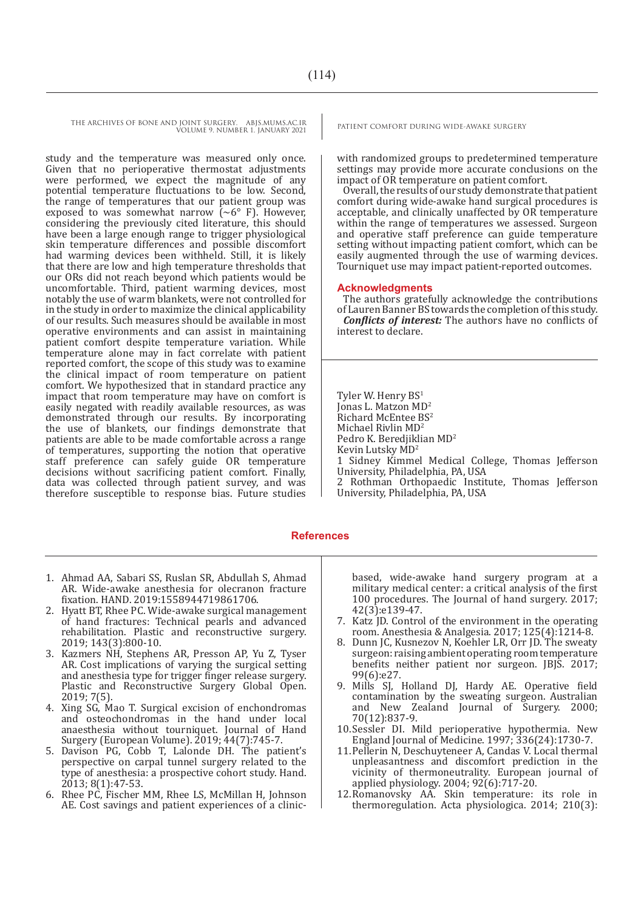study and the temperature was measured only once. Given that no perioperative thermostat adjustments were performed, we expect the magnitude of any potential temperature fluctuations to be low. Second, the range of temperatures that our patient group was exposed to was somewhat narrow (~6° F). However, considering the previously cited literature, this should have been a large enough range to trigger physiological skin temperature differences and possible discomfort had warming devices been withheld. Still, it is likely that there are low and high temperature thresholds that our ORs did not reach beyond which patients would be uncomfortable. Third, patient warming devices, most notably the use of warm blankets, were not controlled for in the study in order to maximize the clinical applicability of our results. Such measures should be available in most operative environments and can assist in maintaining patient comfort despite temperature variation. While temperature alone may in fact correlate with patient reported comfort, the scope of this study was to examine the clinical impact of room temperature on patient comfort. We hypothesized that in standard practice any impact that room temperature may have on comfort is easily negated with readily available resources, as was demonstrated through our results. By incorporating the use of blankets, our findings demonstrate that patients are able to be made comfortable across a range of temperatures, supporting the notion that operative staff preference can safely guide OR temperature decisions without sacrificing patient comfort. Finally, data was collected through patient survey, and was therefore susceptible to response bias. Future studies with randomized groups to predetermined temperature settings may provide more accurate conclusions on the impact of OR temperature on patient comfort.

Overall, the results of our study demonstrate that patient comfort during wide-awake hand surgical procedures is acceptable, and clinically unaffected by OR temperature within the range of temperatures we assessed. Surgeon and operative staff preference can guide temperature setting without impacting patient comfort, which can be easily augmented through the use of warming devices. Tourniquet use may impact patient-reported outcomes.

## Acknowledgments

The authors gratefully acknowledge the contributions of Lauren Banner BS towards the completion of this study.

***Conflicts of interest:*** The authors have no conflicts of interest to declare.

Tyler W. Henry BS[1]
Jonas L. Matzon MD[2]
Richard McEntee BS[2]
Michael Rivlin MD[2]
Pedro K. Beredjiklian MD[2]
Kevin Lutsky MD[2]

1 Sidney Kimmel Medical College, Thomas Jefferson University, Philadelphia, PA, USA
2 Rothman Orthopaedic Institute, Thomas Jefferson University, Philadelphia, PA, USA

## References

1. Ahmad AA, Sabari SS, Ruslan SR, Abdullah S, Ahmad AR. Wide-awake anesthesia for olecranon fracture fixation. HAND. 2019:1558944719861706.
2. Hyatt BT, Rhee PC. Wide-awake surgical management of hand fractures: Technical pearls and advanced rehabilitation. Plastic and reconstructive surgery. 2019; 143(3):800-10.
3. Kazmers NH, Stephens AR, Presson AP, Yu Z, Tyser AR. Cost implications of varying the surgical setting and anesthesia type for trigger finger release surgery. Plastic and Reconstructive Surgery Global Open. 2019; 7(5).
4. Xing SG, Mao T. Surgical excision of enchondromas and osteochondromas in the hand under local anaesthesia without tourniquet. Journal of Hand Surgery (European Volume). 2019; 44(7):745-7.
5. Davison PG, Cobb T, Lalonde DH. The patient's perspective on carpal tunnel surgery related to the type of anesthesia: a prospective cohort study. Hand. 2013; 8(1):47-53.
6. Rhee PC, Fischer MM, Rhee LS, McMillan H, Johnson AE. Cost savings and patient experiences of a clinic-based, wide-awake hand surgery program at a military medical center: a critical analysis of the first 100 procedures. The Journal of hand surgery. 2017; 42(3):e139-47.
7. Katz JD. Control of the environment in the operating room. Anesthesia & Analgesia. 2017; 125(4):1214-8.
8. Dunn JC, Kusnezov N, Koehler LR, Orr JD. The sweaty surgeon: raising ambient operating room temperature benefits neither patient nor surgeon. JBJS. 2017; 99(6):e27.
9. Mills SJ, Holland DJ, Hardy AE. Operative field contamination by the sweating surgeon. Australian and New Zealand Journal of Surgery. 2000; 70(12):837-9.
10. Sessler DI. Mild perioperative hypothermia. New England Journal of Medicine. 1997; 336(24):1730-7.
11. Pellerin N, Deschuyteneer A, Candas V. Local thermal unpleasantness and discomfort prediction in the vicinity of thermoneutrality. European journal of applied physiology. 2004; 92(6):717-20.
12. Romanovsky AA. Skin temperature: its role in thermoregulation. Acta physiologica. 2014; 210(3):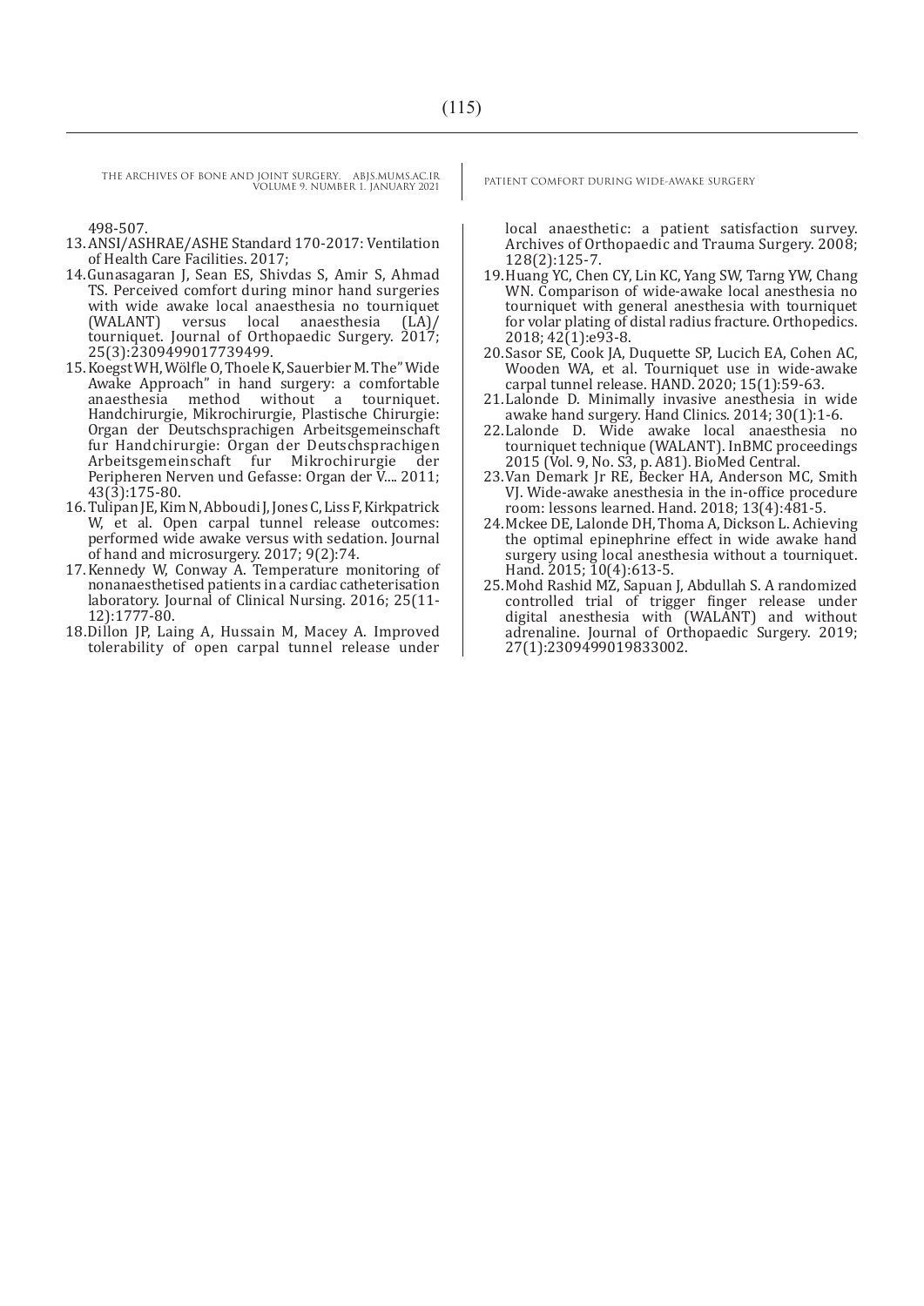498-507.

13. ANSI/ASHRAE/ASHE Standard 170-2017: Ventilation of Health Care Facilities. 2017;
14. Gunasagaran J, Sean ES, Shivdas S, Amir S, Ahmad TS. Perceived comfort during minor hand surgeries with wide awake local anaesthesia no tourniquet (WALANT) versus local anaesthesia (LA)/ tourniquet. Journal of Orthopaedic Surgery. 2017; 25(3):2309499017739499.
15. Koegst WH, Wölfle O, Thoele K, Sauerbier M. The" Wide Awake Approach" in hand surgery: a comfortable anaesthesia method without a tourniquet. Handchirurgie, Mikrochirurgie, Plastische Chirurgie: Organ der Deutschsprachigen Arbeitsgemeinschaft fur Handchirurgie: Organ der Deutschsprachigen Arbeitsgemeinschaft fur Mikrochirurgie der Peripheren Nerven und Gefasse: Organ der V.... 2011; 43(3):175-80.
16. Tulipan JE, Kim N, Abboudi J, Jones C, Liss F, Kirkpatrick W, et al. Open carpal tunnel release outcomes: performed wide awake versus with sedation. Journal of hand and microsurgery. 2017; 9(2):74.
17. Kennedy W, Conway A. Temperature monitoring of nonanaesthetised patients in a cardiac catheterisation laboratory. Journal of Clinical Nursing. 2016; 25(11-12):1777-80.
18. Dillon JP, Laing A, Hussain M, Macey A. Improved tolerability of open carpal tunnel release under local anaesthetic: a patient satisfaction survey. Archives of Orthopaedic and Trauma Surgery. 2008; 128(2):125-7.
19. Huang YC, Chen CY, Lin KC, Yang SW, Tarng YW, Chang WN. Comparison of wide-awake local anesthesia no tourniquet with general anesthesia with tourniquet for volar plating of distal radius fracture. Orthopedics. 2018; 42(1):e93-8.
20. Sasor SE, Cook JA, Duquette SP, Lucich EA, Cohen AC, Wooden WA, et al. Tourniquet use in wide-awake carpal tunnel release. HAND. 2020; 15(1):59-63.
21. Lalonde D. Minimally invasive anesthesia in wide awake hand surgery. Hand Clinics. 2014; 30(1):1-6.
22. Lalonde D. Wide awake local anaesthesia no tourniquet technique (WALANT). InBMC proceedings 2015 (Vol. 9, No. S3, p. A81). BioMed Central.
23. Van Demark Jr RE, Becker HA, Anderson MC, Smith VJ. Wide-awake anesthesia in the in-office procedure room: lessons learned. Hand. 2018; 13(4):481-5.
24. Mckee DE, Lalonde DH, Thoma A, Dickson L. Achieving the optimal epinephrine effect in wide awake hand surgery using local anesthesia without a tourniquet. Hand. 2015; 10(4):613-5.
25. Mohd Rashid MZ, Sapuan J, Abdullah S. A randomized controlled trial of trigger finger release under digital anesthesia with (WALANT) and without adrenaline. Journal of Orthopaedic Surgery. 2019; 27(1):2309499019833002.